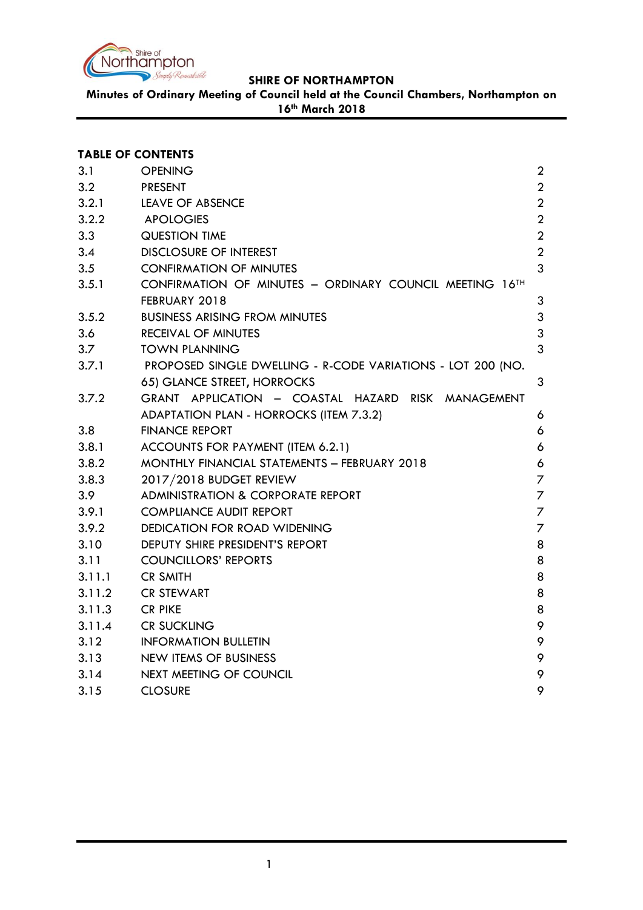**SHIRE OF NORTHAMPTON**

**Minutes of Ordinary Meeting of Council held at the Council Chambers, Northampton on 16th March 2018**

**TABLE OF CONTENTS**

| | | |
|---|---|---|
| 3.1 | OPENING | 2 |
| 3.2 | PRESENT | 2 |
| 3.2.1 | LEAVE OF ABSENCE | 2 |
| 3.2.2 | APOLOGIES | 2 |
| 3.3 | QUESTION TIME | 2 |
| 3.4 | DISCLOSURE OF INTEREST | 2 |
| 3.5 | CONFIRMATION OF MINUTES | 3 |
| 3.5.1 | CONFIRMATION OF MINUTES – ORDINARY COUNCIL MEETING 16TH FEBRUARY 2018 | 3 |
| 3.5.2 | BUSINESS ARISING FROM MINUTES | 3 |
| 3.6 | RECEIVAL OF MINUTES | 3 |
| 3.7 | TOWN PLANNING | 3 |
| 3.7.1 | PROPOSED SINGLE DWELLING - R-CODE VARIATIONS - LOT 200 (NO. 65) GLANCE STREET, HORROCKS | 3 |
| 3.7.2 | GRANT APPLICATION – COASTAL HAZARD RISK MANAGEMENT ADAPTATION PLAN - HORROCKS (ITEM 7.3.2) | 6 |
| 3.8 | FINANCE REPORT | 6 |
| 3.8.1 | ACCOUNTS FOR PAYMENT (ITEM 6.2.1) | 6 |
| 3.8.2 | MONTHLY FINANCIAL STATEMENTS – FEBRUARY 2018 | 6 |
| 3.8.3 | 2017/2018 BUDGET REVIEW | 7 |
| 3.9 | ADMINISTRATION & CORPORATE REPORT | 7 |
| 3.9.1 | COMPLIANCE AUDIT REPORT | 7 |
| 3.9.2 | DEDICATION FOR ROAD WIDENING | 7 |
| 3.10 | DEPUTY SHIRE PRESIDENT'S REPORT | 8 |
| 3.11 | COUNCILLORS' REPORTS | 8 |
| 3.11.1 | CR SMITH | 8 |
| 3.11.2 | CR STEWART | 8 |
| 3.11.3 | CR PIKE | 8 |
| 3.11.4 | CR SUCKLING | 9 |
| 3.12 | INFORMATION BULLETIN | 9 |
| 3.13 | NEW ITEMS OF BUSINESS | 9 |
| 3.14 | NEXT MEETING OF COUNCIL | 9 |
| 3.15 | CLOSURE | 9 |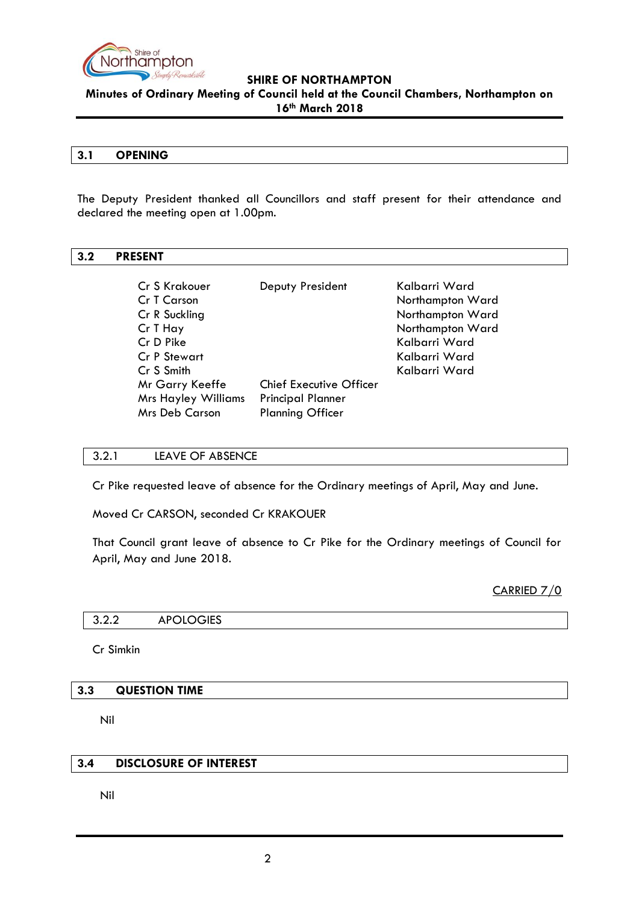**SHIRE OF NORTHAMPTON**

**Minutes of Ordinary Meeting of Council held at the Council Chambers, Northampton on 16th March 2018**

## 3.1 OPENING

The Deputy President thanked all Councillors and staff present for their attendance and declared the meeting open at 1.00pm.

## 3.2 PRESENT

| | | |
|---|---|---|
| Cr S Krakouer | Deputy President | Kalbarri Ward |
| Cr T Carson | | Northampton Ward |
| Cr R Suckling | | Northampton Ward |
| Cr T Hay | | Northampton Ward |
| Cr D Pike | | Kalbarri Ward |
| Cr P Stewart | | Kalbarri Ward |
| Cr S Smith | | Kalbarri Ward |
| Mr Garry Keeffe | Chief Executive Officer | |
| Mrs Hayley Williams | Principal Planner | |
| Mrs Deb Carson | Planning Officer | |

### 3.2.1 LEAVE OF ABSENCE

Cr Pike requested leave of absence for the Ordinary meetings of April, May and June.

Moved Cr CARSON, seconded Cr KRAKOUER

That Council grant leave of absence to Cr Pike for the Ordinary meetings of Council for April, May and June 2018.

CARRIED 7/0

### 3.2.2 APOLOGIES

Cr Simkin

## 3.3 QUESTION TIME

Nil

## 3.4 DISCLOSURE OF INTEREST

Nil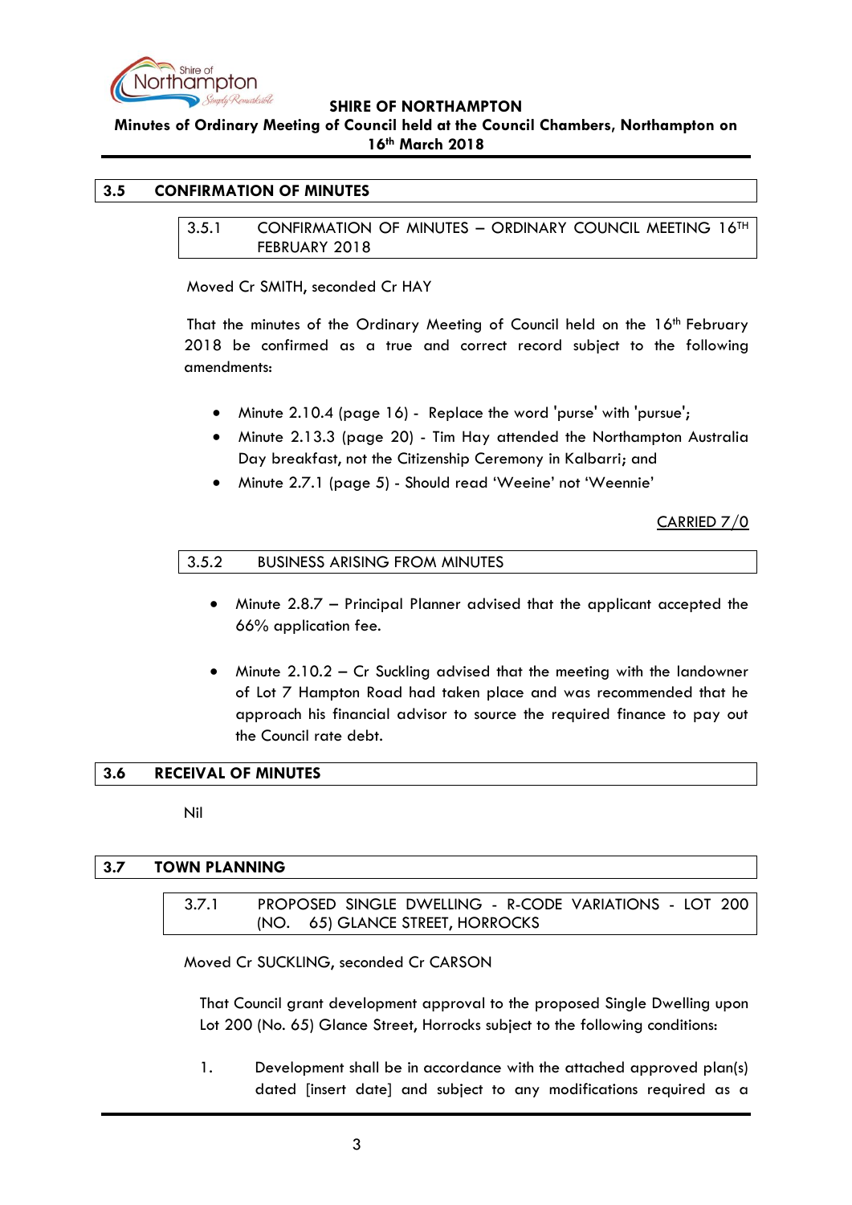## 3.5 CONFIRMATION OF MINUTES

### 3.5.1 CONFIRMATION OF MINUTES – ORDINARY COUNCIL MEETING 16TH FEBRUARY 2018

Moved Cr SMITH, seconded Cr HAY

That the minutes of the Ordinary Meeting of Council held on the 16th February 2018 be confirmed as a true and correct record subject to the following amendments:

- Minute 2.10.4 (page 16) - Replace the word 'purse' with 'pursue';
- Minute 2.13.3 (page 20) - Tim Hay attended the Northampton Australia Day breakfast, not the Citizenship Ceremony in Kalbarri; and
- Minute 2.7.1 (page 5) - Should read 'Weeine' not 'Weennie'

CARRIED 7/0

### 3.5.2 BUSINESS ARISING FROM MINUTES

- Minute 2.8.7 – Principal Planner advised that the applicant accepted the 66% application fee.

- Minute 2.10.2 – Cr Suckling advised that the meeting with the landowner of Lot 7 Hampton Road had taken place and was recommended that he approach his financial advisor to source the required finance to pay out the Council rate debt.

## 3.6 RECEIVAL OF MINUTES

Nil

## 3.7 TOWN PLANNING

### 3.7.1 PROPOSED SINGLE DWELLING - R-CODE VARIATIONS - LOT 200 (NO. 65) GLANCE STREET, HORROCKS

Moved Cr SUCKLING, seconded Cr CARSON

That Council grant development approval to the proposed Single Dwelling upon Lot 200 (No. 65) Glance Street, Horrocks subject to the following conditions:

1. Development shall be in accordance with the attached approved plan(s) dated [insert date] and subject to any modifications required as a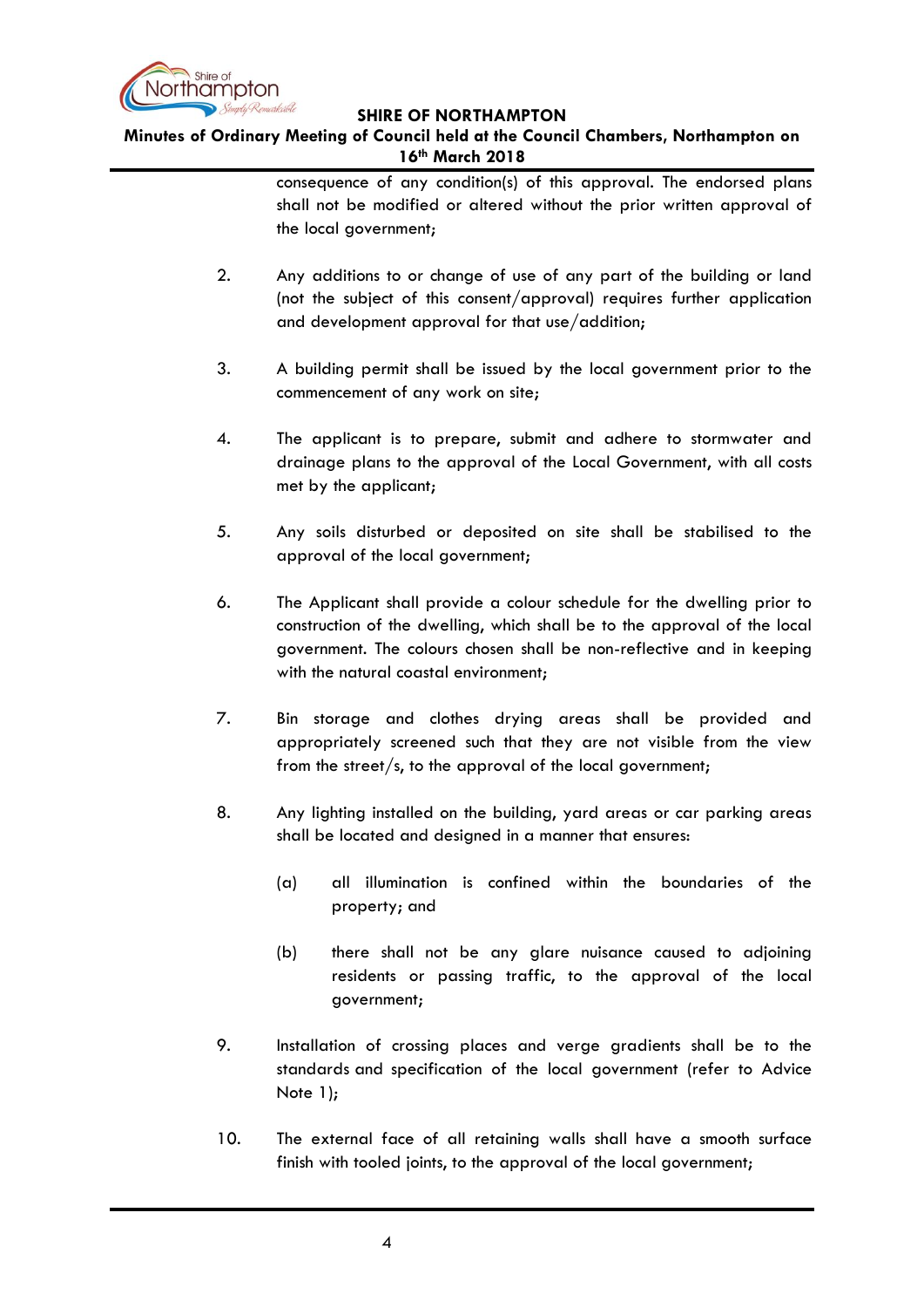consequence of any condition(s) of this approval. The endorsed plans shall not be modified or altered without the prior written approval of the local government;

2. Any additions to or change of use of any part of the building or land (not the subject of this consent/approval) requires further application and development approval for that use/addition;

3. A building permit shall be issued by the local government prior to the commencement of any work on site;

4. The applicant is to prepare, submit and adhere to stormwater and drainage plans to the approval of the Local Government, with all costs met by the applicant;

5. Any soils disturbed or deposited on site shall be stabilised to the approval of the local government;

6. The Applicant shall provide a colour schedule for the dwelling prior to construction of the dwelling, which shall be to the approval of the local government. The colours chosen shall be non-reflective and in keeping with the natural coastal environment;

7. Bin storage and clothes drying areas shall be provided and appropriately screened such that they are not visible from the view from the street/s, to the approval of the local government;

8. Any lighting installed on the building, yard areas or car parking areas shall be located and designed in a manner that ensures:

   (a) all illumination is confined within the boundaries of the property; and

   (b) there shall not be any glare nuisance caused to adjoining residents or passing traffic, to the approval of the local government;

9. Installation of crossing places and verge gradients shall be to the standards and specification of the local government (refer to Advice Note 1);

10. The external face of all retaining walls shall have a smooth surface finish with tooled joints, to the approval of the local government;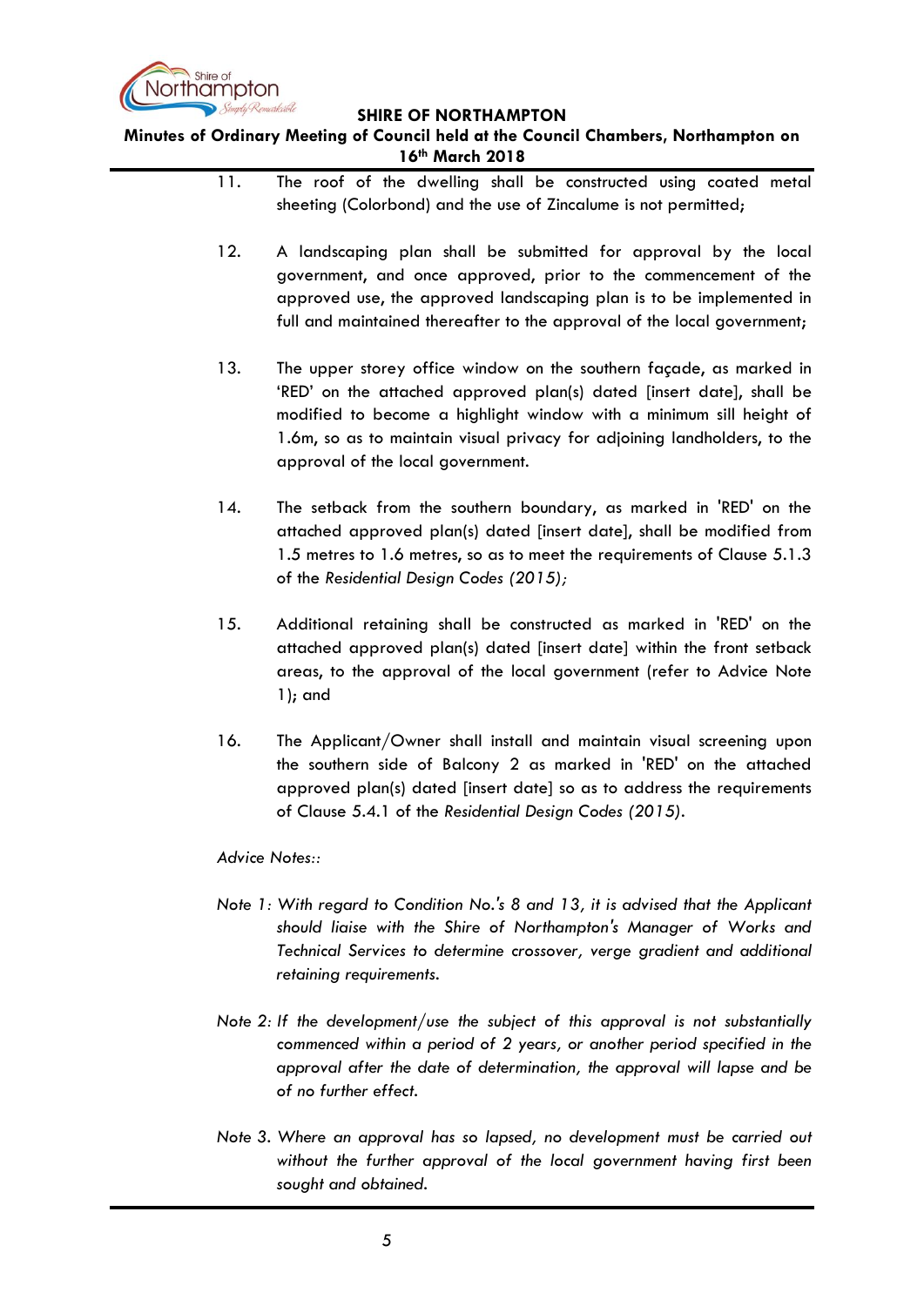11. The roof of the dwelling shall be constructed using coated metal sheeting (Colorbond) and the use of Zincalume is not permitted;

12. A landscaping plan shall be submitted for approval by the local government, and once approved, prior to the commencement of the approved use, the approved landscaping plan is to be implemented in full and maintained thereafter to the approval of the local government;

13. The upper storey office window on the southern façade, as marked in 'RED' on the attached approved plan(s) dated [insert date], shall be modified to become a highlight window with a minimum sill height of 1.6m, so as to maintain visual privacy for adjoining landholders, to the approval of the local government.

14. The setback from the southern boundary, as marked in 'RED' on the attached approved plan(s) dated [insert date], shall be modified from 1.5 metres to 1.6 metres, so as to meet the requirements of Clause 5.1.3 of the *Residential Design Codes (2015);*

15. Additional retaining shall be constructed as marked in 'RED' on the attached approved plan(s) dated [insert date] within the front setback areas, to the approval of the local government (refer to Advice Note 1); and

16. The Applicant/Owner shall install and maintain visual screening upon the southern side of Balcony 2 as marked in 'RED' on the attached approved plan(s) dated [insert date] so as to address the requirements of Clause 5.4.1 of the *Residential Design Codes (2015).*

*Advice Notes::*

*Note 1: With regard to Condition No.'s 8 and 13, it is advised that the Applicant should liaise with the Shire of Northampton's Manager of Works and Technical Services to determine crossover, verge gradient and additional retaining requirements.*

*Note 2: If the development/use the subject of this approval is not substantially commenced within a period of 2 years, or another period specified in the approval after the date of determination, the approval will lapse and be of no further effect.*

*Note 3. Where an approval has so lapsed, no development must be carried out without the further approval of the local government having first been sought and obtained.*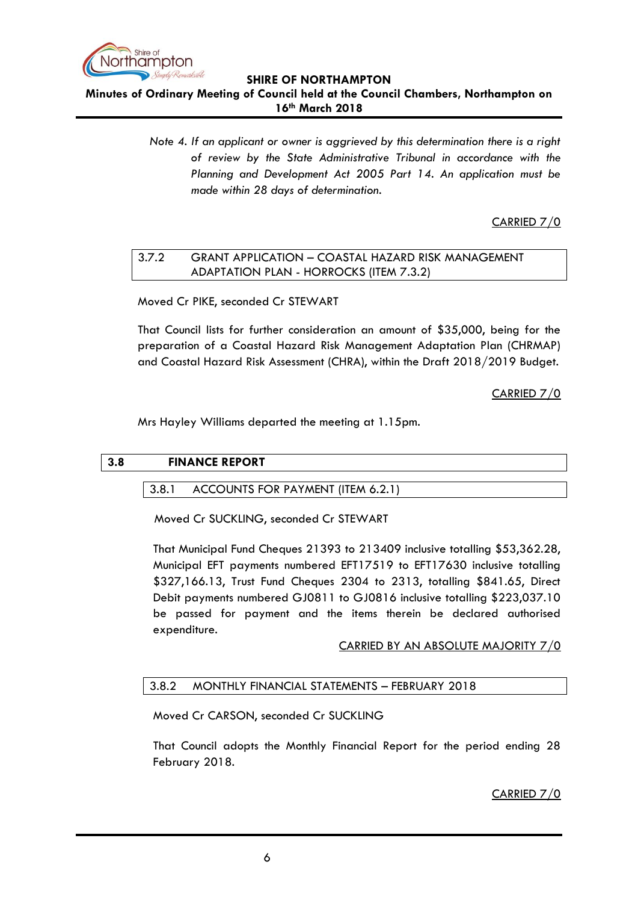*Note 4. If an applicant or owner is aggrieved by this determination there is a right of review by the State Administrative Tribunal in accordance with the Planning and Development Act 2005 Part 14. An application must be made within 28 days of determination.*

CARRIED 7/0

### 3.7.2 GRANT APPLICATION – COASTAL HAZARD RISK MANAGEMENT ADAPTATION PLAN - HORROCKS (ITEM 7.3.2)

Moved Cr PIKE, seconded Cr STEWART

That Council lists for further consideration an amount of $35,000, being for the preparation of a Coastal Hazard Risk Management Adaptation Plan (CHRMAP) and Coastal Hazard Risk Assessment (CHRA), within the Draft 2018/2019 Budget.

CARRIED 7/0

Mrs Hayley Williams departed the meeting at 1.15pm.

## 3.8 FINANCE REPORT

### 3.8.1 ACCOUNTS FOR PAYMENT (ITEM 6.2.1)

Moved Cr SUCKLING, seconded Cr STEWART

That Municipal Fund Cheques 21393 to 213409 inclusive totalling $53,362.28, Municipal EFT payments numbered EFT17519 to EFT17630 inclusive totalling $327,166.13, Trust Fund Cheques 2304 to 2313, totalling $841.65, Direct Debit payments numbered GJ0811 to GJ0816 inclusive totalling $223,037.10 be passed for payment and the items therein be declared authorised expenditure.

CARRIED BY AN ABSOLUTE MAJORITY 7/0

### 3.8.2 MONTHLY FINANCIAL STATEMENTS – FEBRUARY 2018

Moved Cr CARSON, seconded Cr SUCKLING

That Council adopts the Monthly Financial Report for the period ending 28 February 2018.

CARRIED 7/0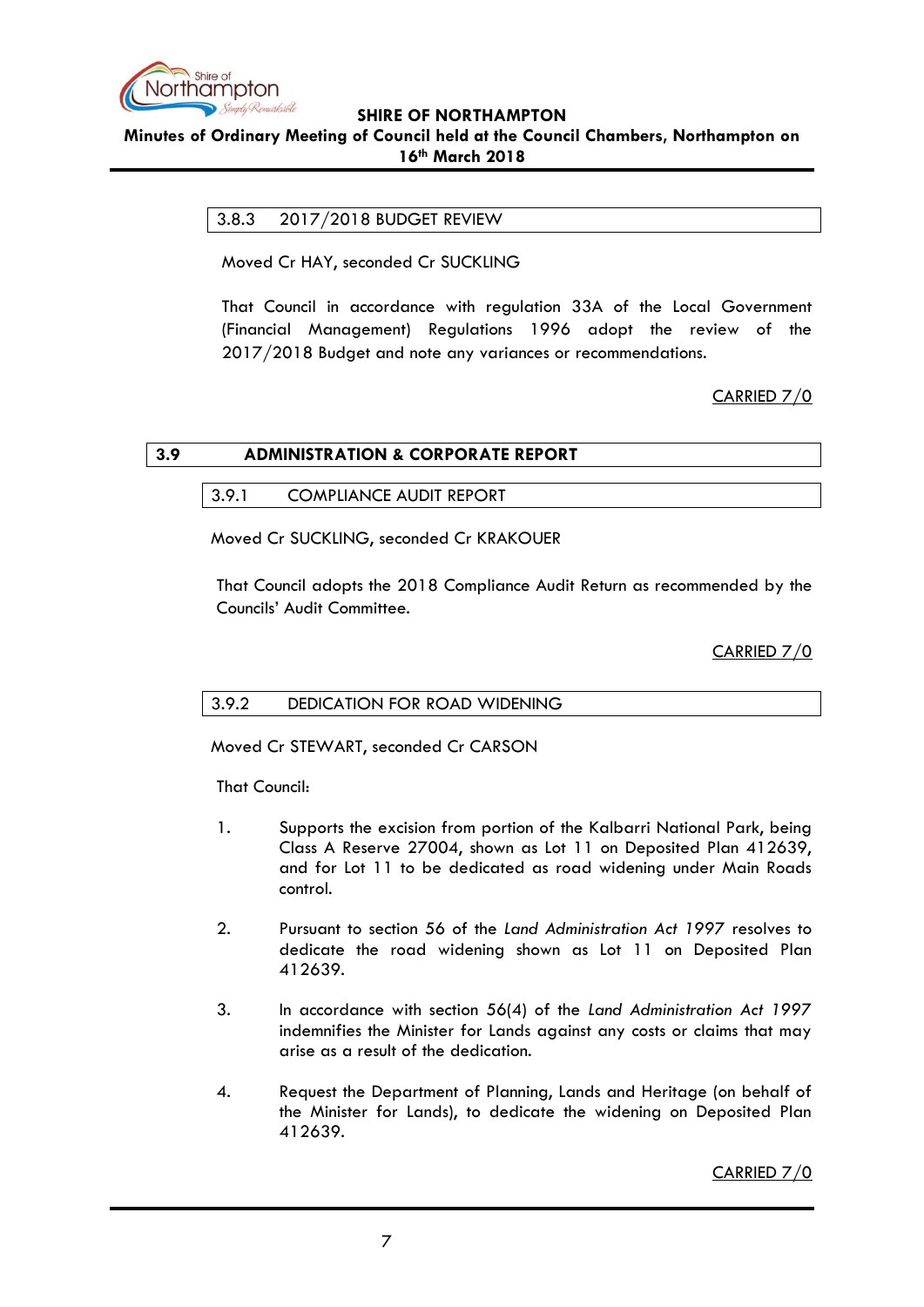### 3.8.3 2017/2018 BUDGET REVIEW

Moved Cr HAY, seconded Cr SUCKLING

That Council in accordance with regulation 33A of the Local Government (Financial Management) Regulations 1996 adopt the review of the 2017/2018 Budget and note any variances or recommendations.

CARRIED 7/0

## 3.9 ADMINISTRATION & CORPORATE REPORT

### 3.9.1 COMPLIANCE AUDIT REPORT

Moved Cr SUCKLING, seconded Cr KRAKOUER

That Council adopts the 2018 Compliance Audit Return as recommended by the Councils' Audit Committee.

CARRIED 7/0

### 3.9.2 DEDICATION FOR ROAD WIDENING

Moved Cr STEWART, seconded Cr CARSON

That Council:

1. Supports the excision from portion of the Kalbarri National Park, being Class A Reserve 27004, shown as Lot 11 on Deposited Plan 412639, and for Lot 11 to be dedicated as road widening under Main Roads control.

2. Pursuant to section 56 of the *Land Administration Act 1997* resolves to dedicate the road widening shown as Lot 11 on Deposited Plan 412639.

3. In accordance with section 56(4) of the *Land Administration Act 1997* indemnifies the Minister for Lands against any costs or claims that may arise as a result of the dedication.

4. Request the Department of Planning, Lands and Heritage (on behalf of the Minister for Lands), to dedicate the widening on Deposited Plan 412639.

CARRIED 7/0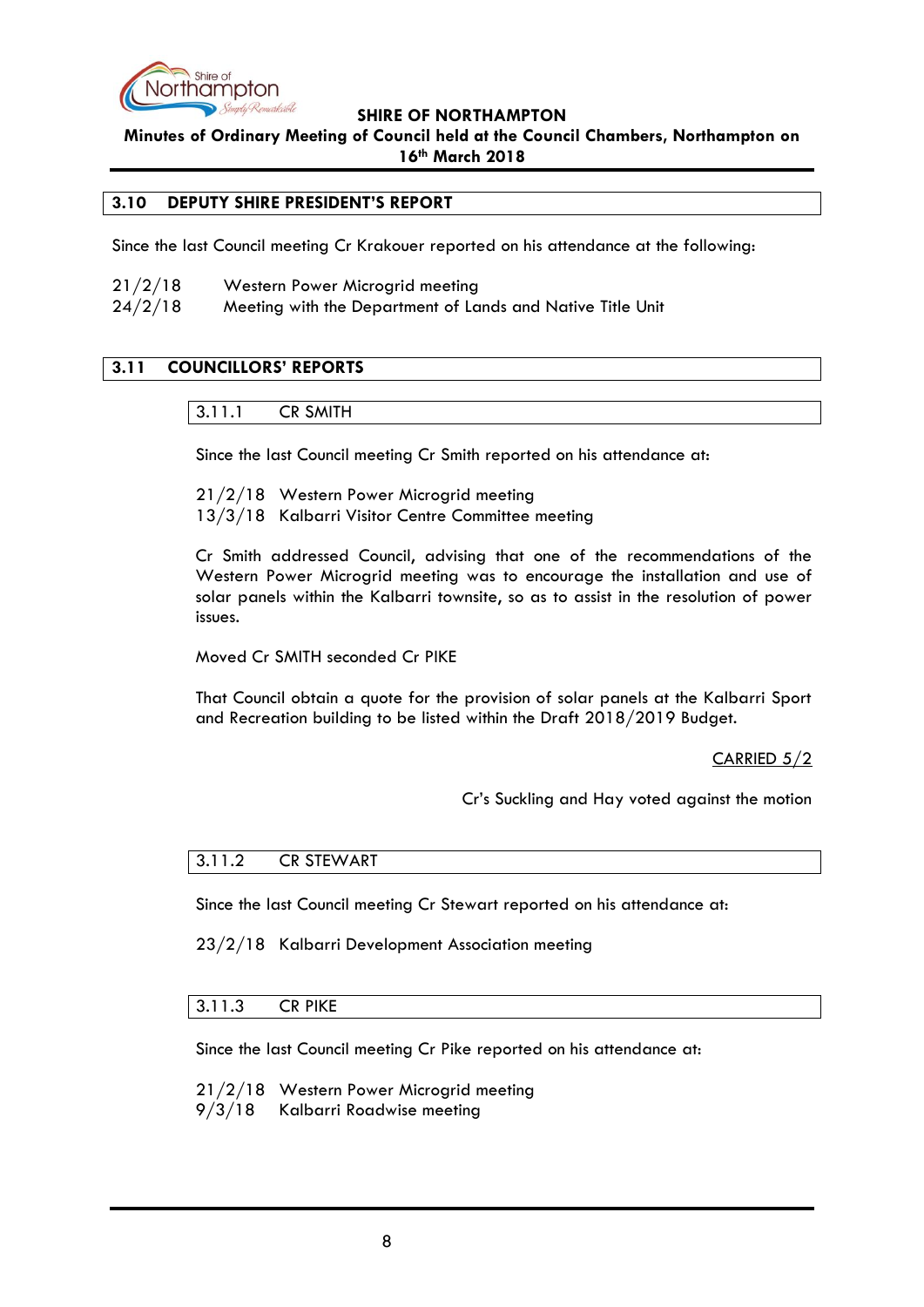## 3.10 DEPUTY SHIRE PRESIDENT'S REPORT

Since the last Council meeting Cr Krakouer reported on his attendance at the following:

21/2/18 Western Power Microgrid meeting
24/2/18 Meeting with the Department of Lands and Native Title Unit

## 3.11 COUNCILLORS' REPORTS

### 3.11.1 CR SMITH

Since the last Council meeting Cr Smith reported on his attendance at:

21/2/18 Western Power Microgrid meeting
13/3/18 Kalbarri Visitor Centre Committee meeting

Cr Smith addressed Council, advising that one of the recommendations of the Western Power Microgrid meeting was to encourage the installation and use of solar panels within the Kalbarri townsite, so as to assist in the resolution of power issues.

Moved Cr SMITH seconded Cr PIKE

That Council obtain a quote for the provision of solar panels at the Kalbarri Sport and Recreation building to be listed within the Draft 2018/2019 Budget.

CARRIED 5/2

Cr's Suckling and Hay voted against the motion

### 3.11.2 CR STEWART

Since the last Council meeting Cr Stewart reported on his attendance at:

23/2/18 Kalbarri Development Association meeting

### 3.11.3 CR PIKE

Since the last Council meeting Cr Pike reported on his attendance at:

21/2/18 Western Power Microgrid meeting
9/3/18 Kalbarri Roadwise meeting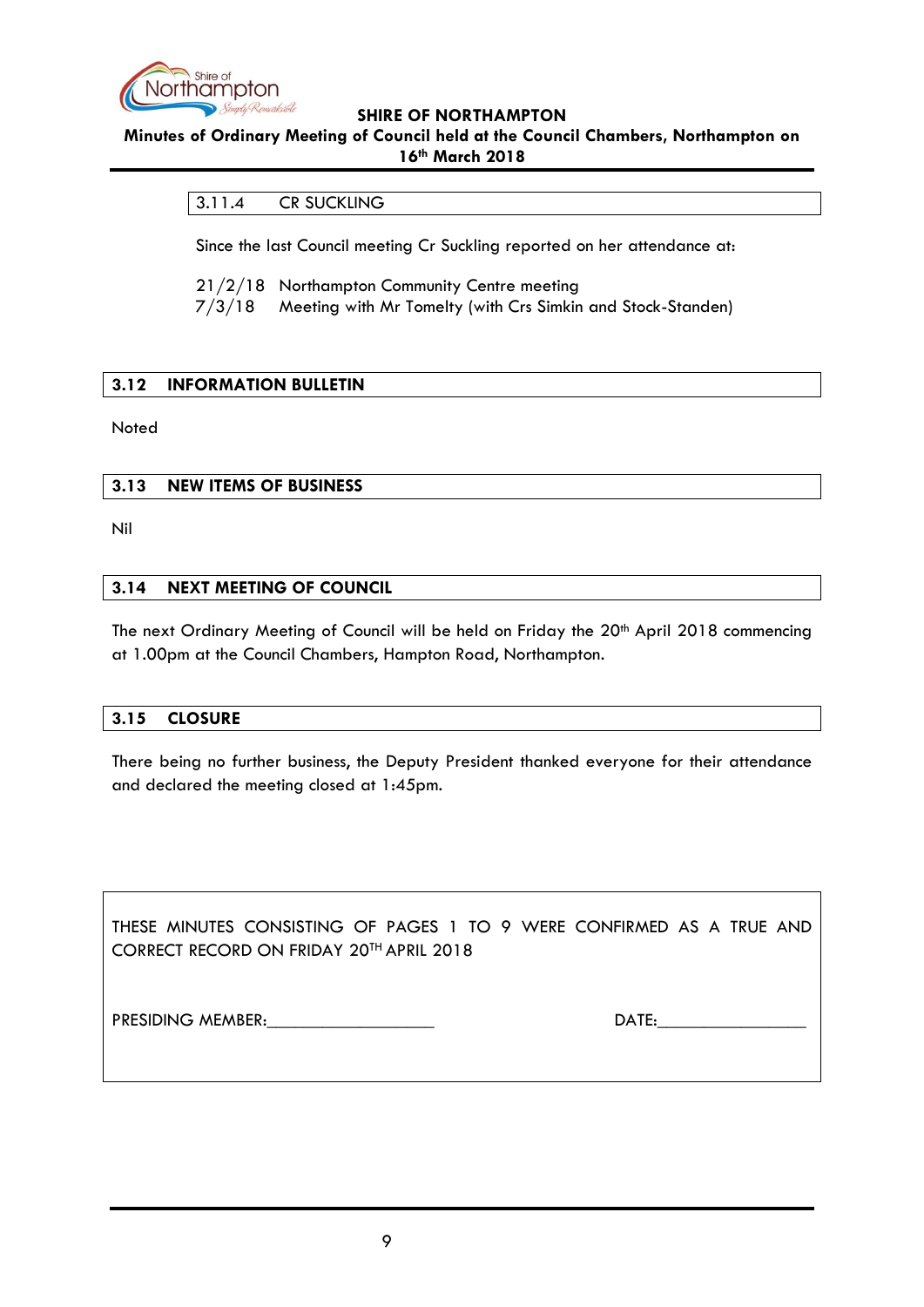#### 3.11.4 CR SUCKLING

Since the last Council meeting Cr Suckling reported on her attendance at:

21/2/18 Northampton Community Centre meeting
7/3/18 Meeting with Mr Tomelty (with Crs Simkin and Stock-Standen)

## 3.12 INFORMATION BULLETIN

Noted

## 3.13 NEW ITEMS OF BUSINESS

Nil

## 3.14 NEXT MEETING OF COUNCIL

The next Ordinary Meeting of Council will be held on Friday the 20th April 2018 commencing at 1.00pm at the Council Chambers, Hampton Road, Northampton.

## 3.15 CLOSURE

There being no further business, the Deputy President thanked everyone for their attendance and declared the meeting closed at 1:45pm.

THESE MINUTES CONSISTING OF PAGES 1 TO 9 WERE CONFIRMED AS A TRUE AND CORRECT RECORD ON FRIDAY 20TH APRIL 2018

PRESIDING MEMBER:\_\_\_\_\_\_\_\_\_\_\_\_\_\_\_\_\_\_\_\_ DATE:\_\_\_\_\_\_\_\_\_\_\_\_\_\_\_\_\_\_